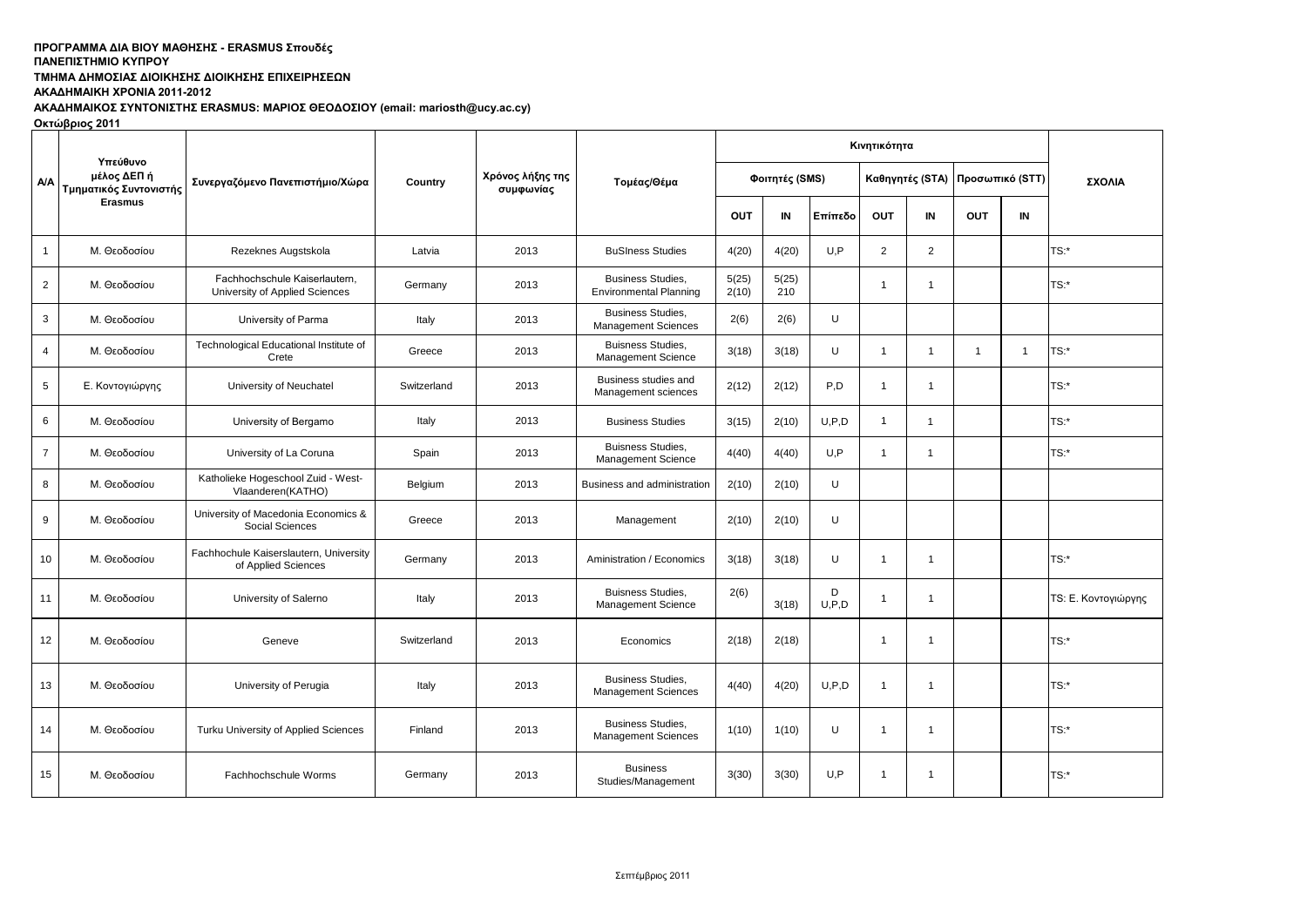**ΠΡΟΓΡΑΜΜΑ ΔΙΑ ΒΙΟΥ ΜΑΘΗΣΗΣ - ERASMUS Σπουδές**
**ΠΑΝΕΠΙΣΤΗΜΙΟ ΚΥΠΡΟΥ**
**ΤΜΗΜΑ ΔΗΜΟΣΙΑΣ ΔΙΟΙΚΗΣΗΣ ΔΙΟΙΚΗΣΗΣ ΕΠΙΧΕΙΡΗΣΕΩΝ**
**ΑΚΑΔΗΜΑΙΚΗ ΧΡΟΝΙΑ 2011-2012**
**ΑΚΑΔΗΜΑΙΚΟΣ ΣΥΝΤΟΝΙΣΤΗΣ ERASMUS: ΜΑΡΙΟΣ ΘΕΟΔΟΣΙΟΥ (email: mariosth@ucy.ac.cy)**
**Οκτώβριος 2011**

| Α/Α | Υπεύθυνο μέλος ΔΕΠ ή Τμηματικός Συντονιστής Erasmus | Συνεργαζόμενο Πανεπιστήμιο/Χώρα | Country | Χρόνος λήξης της συμφωνίας | Τομέας/Θέμα | Κινητικότητα | | | | | | | ΣΧΟΛΙΑ |
|---|---|---|---|---|---|---|---|---|---|---|---|---|---|
| | | | | | | Φοιτητές (SMS) | | | Καθηγητές (STA) | | Προσωπικό (STT) | | |
| | | | | | | OUT | IN | Επίπεδο | OUT | IN | OUT | IN | |
| 1 | Μ. Θεοδοσίου | Rezeknes Augstskola | Latvia | 2013 | BuSIness Studies | 4(20) | 4(20) | U,P | 2 | 2 | | | TS:* |
| 2 | Μ. Θεοδοσίου | Fachhochschule Kaiserlautern, University of Applied Sciences | Germany | 2013 | Business Studies, Environmental Planning | 5(25) 2(10) | 5(25) 210 | | 1 | 1 | | | TS:* |
| 3 | Μ. Θεοδοσίου | University of Parma | Italy | 2013 | Business Studies, Management Sciences | 2(6) | 2(6) | U | | | | | |
| 4 | Μ. Θεοδοσίου | Technological Educational Institute of Crete | Greece | 2013 | Buisness Studies, Management Science | 3(18) | 3(18) | U | 1 | 1 | 1 | 1 | TS:* |
| 5 | Ε. Κοντογιώργης | University of Neuchatel | Switzerland | 2013 | Business studies and Management sciences | 2(12) | 2(12) | P,D | 1 | 1 | | | TS:* |
| 6 | Μ. Θεοδοσίου | University of Bergamo | Italy | 2013 | Business Studies | 3(15) | 2(10) | U,P,D | 1 | 1 | | | TS:* |
| 7 | Μ. Θεοδοσίου | University of La Coruna | Spain | 2013 | Buisness Studies, Management Science | 4(40) | 4(40) | U,P | 1 | 1 | | | TS:* |
| 8 | Μ. Θεοδοσίου | Katholieke Hogeschool Zuid - West-Vlaanderen(KATHO) | Belgium | 2013 | Business and administration | 2(10) | 2(10) | U | | | | | |
| 9 | Μ. Θεοδοσίου | University of Macedonia Economics & Social Sciences | Greece | 2013 | Management | 2(10) | 2(10) | U | | | | | |
| 10 | Μ. Θεοδοσίου | Fachhochule Kaiserslautern, University of Applied Sciences | Germany | 2013 | Aministration / Economics | 3(18) | 3(18) | U | 1 | 1 | | | TS:* |
| 11 | Μ. Θεοδοσίου | University of Salerno | Italy | 2013 | Buisness Studies, Management Science | 2(6) | 3(18) | D U,P,D | 1 | 1 | | | TS: Ε. Κοντογιώργης |
| 12 | Μ. Θεοδοσίου | Geneve | Switzerland | 2013 | Economics | 2(18) | 2(18) | | 1 | 1 | | | TS:* |
| 13 | Μ. Θεοδοσίου | University of Perugia | Italy | 2013 | Business Studies, Management Sciences | 4(40) | 4(20) | U,P,D | 1 | 1 | | | TS:* |
| 14 | Μ. Θεοδοσίου | Turku University of Applied Sciences | Finland | 2013 | Business Studies, Management Sciences | 1(10) | 1(10) | U | 1 | 1 | | | TS:* |
| 15 | Μ. Θεοδοσίου | Fachhochschule Worms | Germany | 2013 | Business Studies/Management | 3(30) | 3(30) | U,P | 1 | 1 | | | TS:* |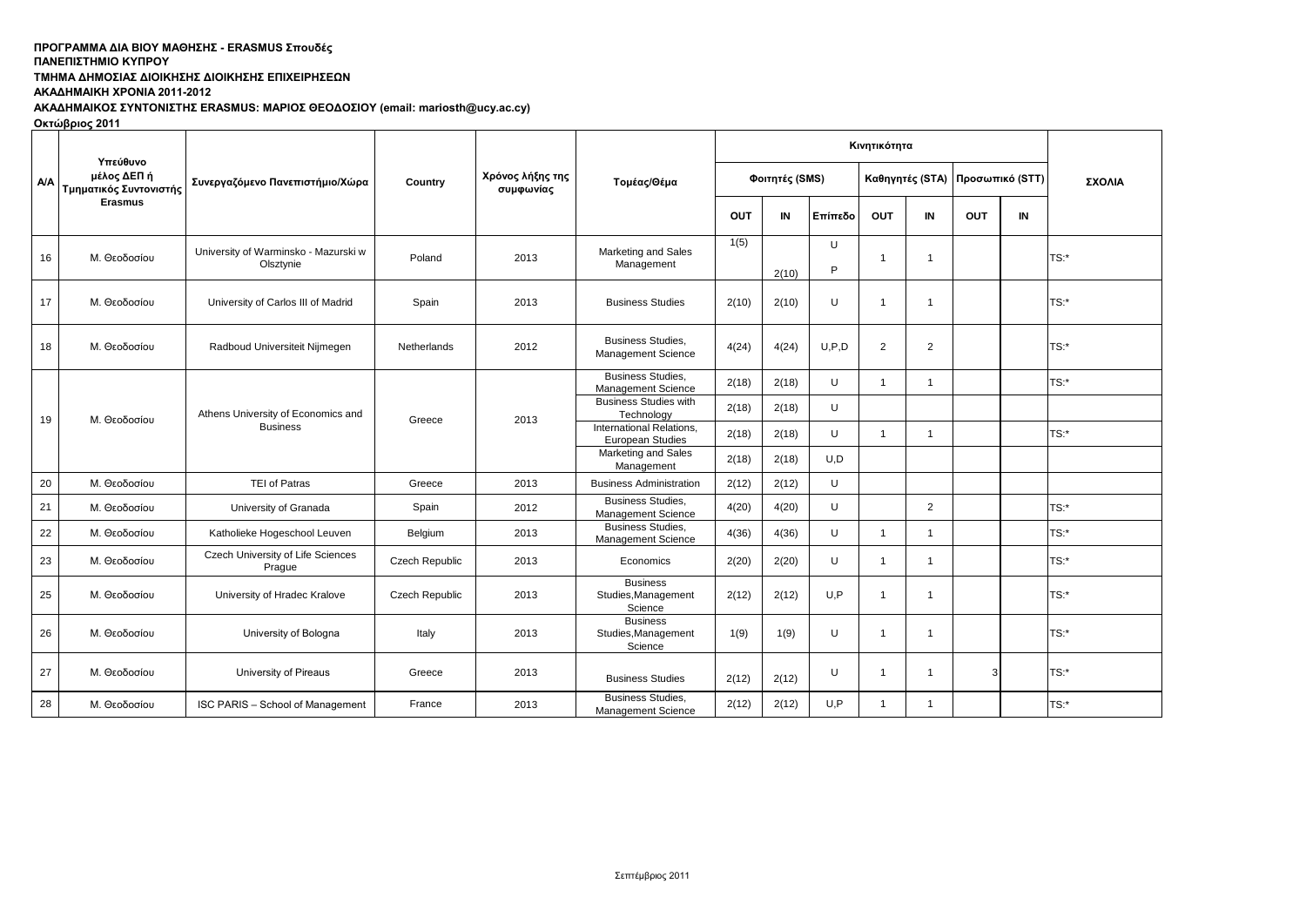**ΠΡΟΓΡΑΜΜΑ ΔΙΑ ΒΙΟΥ ΜΑΘΗΣΗΣ - ERASMUS Σπουδές**
**ΠΑΝΕΠΙΣΤΗΜΙΟ ΚΥΠΡΟΥ**
**ΤΜΗΜΑ ΔΗΜΟΣΙΑΣ ΔΙΟΙΚΗΣΗΣ ΔΙΟΙΚΗΣΗΣ ΕΠΙΧΕΙΡΗΣΕΩΝ**
**ΑΚΑΔΗΜΑΙΚΗ ΧΡΟΝΙΑ 2011-2012**
**ΑΚΑΔΗΜΑΙΚΟΣ ΣΥΝΤΟΝΙΣΤΗΣ ERASMUS: ΜΑΡΙΟΣ ΘΕΟΔΟΣΙΟΥ (email: mariosth@ucy.ac.cy)**
**Οκτώβριος 2011**

| Α/Α | Υπεύθυνο μέλος ΔΕΠ ή Τμηματικός Συντονιστής Erasmus | Συνεργαζόμενο Πανεπιστήμιο/Χώρα | Country | Χρόνος λήξης της συμφωνίας | Τομέας/Θέμα | Κινητικότητα | | | | | | | ΣΧΟΛΙΑ |
|---|---|---|---|---|---|---|---|---|---|---|---|---|---|
| | | | | | | Φοιτητές (SMS) | | | Καθηγητές (STA) | | Προσωπικό (STT) | | |
| | | | | | | OUT | IN | Επίπεδο | OUT | IN | OUT | IN | |
| 16 | Μ. Θεοδοσίου | University of Warminsko - Mazurski w Olsztynie | Poland | 2013 | Marketing and Sales Management | 1(5) | 2(10) | U P | 1 | 1 | | | TS:* |
| 17 | Μ. Θεοδοσίου | University of Carlos III of Madrid | Spain | 2013 | Business Studies | 2(10) | 2(10) | U | 1 | 1 | | | TS:* |
| 18 | Μ. Θεοδοσίου | Radboud Universiteit Nijmegen | Netherlands | 2012 | Business Studies, Management Science | 4(24) | 4(24) | U,P,D | 2 | 2 | | | TS:* |
| 19 | Μ. Θεοδοσίου | Athens University of Economics and Business | Greece | 2013 | Business Studies, Management Science | 2(18) | 2(18) | U | 1 | 1 | | | TS:* |
| | | | | | Business Studies with Technology | 2(18) | 2(18) | U | | | | | |
| | | | | | International Relations, European Studies | 2(18) | 2(18) | U | 1 | 1 | | | TS:* |
| | | | | | Marketing and Sales Management | 2(18) | 2(18) | U,D | | | | | |
| 20 | Μ. Θεοδοσίου | TEI of Patras | Greece | 2013 | Business Administration | 2(12) | 2(12) | U | | | | | |
| 21 | Μ. Θεοδοσίου | University of Granada | Spain | 2012 | Business Studies, Management Science | 4(20) | 4(20) | U | | 2 | | | TS:* |
| 22 | Μ. Θεοδοσίου | Katholieke Hogeschool Leuven | Belgium | 2013 | Business Studies, Management Science | 4(36) | 4(36) | U | 1 | 1 | | | TS:* |
| 23 | Μ. Θεοδοσίου | Czech University of Life Sciences Prague | Czech Republic | 2013 | Economics | 2(20) | 2(20) | U | 1 | 1 | | | TS:* |
| 25 | Μ. Θεοδοσίου | University of Hradec Kralove | Czech Republic | 2013 | Business Studies,Management Science | 2(12) | 2(12) | U,P | 1 | 1 | | | TS:* |
| 26 | Μ. Θεοδοσίου | University of Bologna | Italy | 2013 | Business Studies,Management Science | 1(9) | 1(9) | U | 1 | 1 | | | TS:* |
| 27 | Μ. Θεοδοσίου | University of Pireaus | Greece | 2013 | Business Studies | 2(12) | 2(12) | U | 1 | 1 | 3 | | TS:* |
| 28 | Μ. Θεοδοσίου | ISC PARIS – School of Management | France | 2013 | Business Studies, Management Science | 2(12) | 2(12) | U,P | 1 | 1 | | | TS:* |

Σεπτέμβριος 2011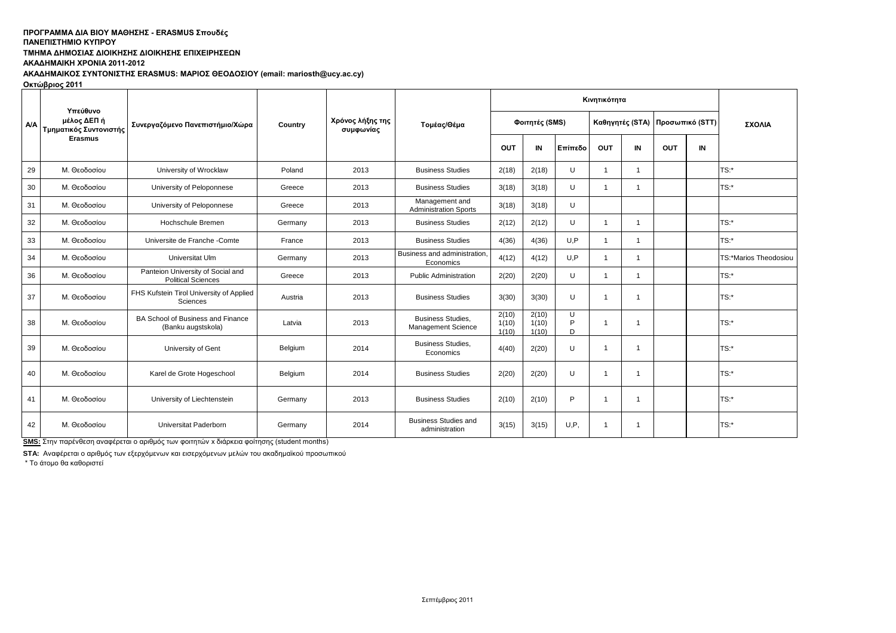**ΠΡΟΓΡΑΜΜΑ ΔΙΑ ΒΙΟΥ ΜΑΘΗΣΗΣ - ERASMUS Σπουδές**
**ΠΑΝΕΠΙΣΤΗΜΙΟ ΚΥΠΡΟΥ**
**ΤΜΗΜΑ ΔΗΜΟΣΙΑΣ ΔΙΟΙΚΗΣΗΣ ΔΙΟΙΚΗΣΗΣ ΕΠΙΧΕΙΡΗΣΕΩΝ**
**ΑΚΑΔΗΜΑΙΚΗ ΧΡΟΝΙΑ 2011-2012**
**ΑΚΑΔΗΜΑΙΚΟΣ ΣΥΝΤΟΝΙΣΤΗΣ ERASMUS: ΜΑΡΙΟΣ ΘΕΟΔΟΣΙΟΥ (email: mariosth@ucy.ac.cy)**
**Οκτώβριος 2011**

| Α/Α | Υπεύθυνο μέλος ΔΕΠ ή Τμηματικός Συντονιστής Erasmus | Συνεργαζόμενο Πανεπιστήμιο/Χώρα | Country | Χρόνος λήξης της συμφωνίας | Τομέας/Θέμα | Κινητικότητα | | | | | | | ΣΧΟΛΙΑ |
|---|---|---|---|---|---|---|---|---|---|---|---|---|---|
| | | | | | | Φοιτητές (SMS) | | | Καθηγητές (STA) | | Προσωπικό (STT) | | |
| | | | | | | OUT | IN | Επίπεδο | OUT | IN | OUT | IN | |
| 29 | Μ. Θεοδοσίου | University of Wrocklaw | Poland | 2013 | Business Studies | 2(18) | 2(18) | U | 1 | 1 | | | TS:* |
| 30 | Μ. Θεοδοσίου | University of Peloponnese | Greece | 2013 | Business Studies | 3(18) | 3(18) | U | 1 | 1 | | | TS:* |
| 31 | Μ. Θεοδοσίου | University of Peloponnese | Greece | 2013 | Management and Administration Sports | 3(18) | 3(18) | U | | | | | |
| 32 | Μ. Θεοδοσίου | Hochschule Bremen | Germany | 2013 | Business Studies | 2(12) | 2(12) | U | 1 | 1 | | | TS:* |
| 33 | Μ. Θεοδοσίου | Universite de Franche -Comte | France | 2013 | Business Studies | 4(36) | 4(36) | U,P | 1 | 1 | | | TS:* |
| 34 | Μ. Θεοδοσίου | Universitat Ulm | Germany | 2013 | Business and administration, Economics | 4(12) | 4(12) | U,P | 1 | 1 | | | TS:*Marios Theodosiou |
| 36 | Μ. Θεοδοσίου | Panteion University of Social and Political Sciences | Greece | 2013 | Public Administration | 2(20) | 2(20) | U | 1 | 1 | | | TS:* |
| 37 | Μ. Θεοδοσίου | FHS Kufstein Tirol University of Applied Sciences | Austria | 2013 | Business Studies | 3(30) | 3(30) | U | 1 | 1 | | | TS:* |
| 38 | Μ. Θεοδοσίου | BA School of Business and Finance (Banku augstskola) | Latvia | 2013 | Business Studies, Management Science | 2(10) 1(10) 1(10) | 2(10) 1(10) 1(10) | U P D | 1 | 1 | | | TS:* |
| 39 | Μ. Θεοδοσίου | University of Gent | Belgium | 2014 | Business Studies, Economics | 4(40) | 2(20) | U | 1 | 1 | | | TS:* |
| 40 | Μ. Θεοδοσίου | Karel de Grote Hogeschool | Belgium | 2014 | Business Studies | 2(20) | 2(20) | U | 1 | 1 | | | TS:* |
| 41 | Μ. Θεοδοσίου | University of Liechtenstein | Germany | 2013 | Business Studies | 2(10) | 2(10) | P | 1 | 1 | | | TS:* |
| 42 | Μ. Θεοδοσίου | Universitat Paderborn | Germany | 2014 | Business Studies and administration | 3(15) | 3(15) | U,P, | 1 | 1 | | | TS:* |

**SMS:** Στην παρένθεση αναφέρεται ο αριθμός των φοιτητών x διάρκεια φοίτησης (student months)

**STA:** Αναφέρεται ο αριθμός των εξερχόμενων και εισερχόμενων μελών του ακαδημαϊκού προσωπικού

\* Το άτομο θα καθοριστεί